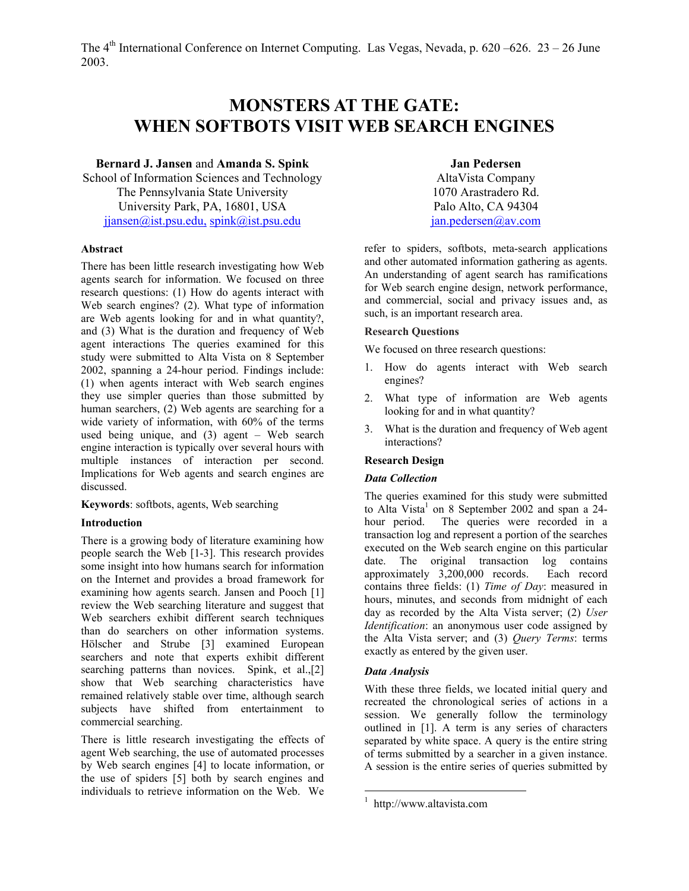The 4th International Conference on Internet Computing. Las Vegas, Nevada, p. 620 –626. 23 – 26 June 2003.

# MONSTERS AT THE GATE: WHEN SOFTBOTS VISIT WEB SEARCH ENGINES

**Bernard J. Jansen** and **Amanda S. Spink**
School of Information Sciences and Technology
The Pennsylvania State University
University Park, PA, 16801, USA
jjansen@ist.psu.edu, spink@ist.psu.edu

**Jan Pedersen**
AltaVista Company
1070 Arastradero Rd.
Palo Alto, CA 94304
jan.pedersen@av.com

## Abstract

There has been little research investigating how Web agents search for information. We focused on three research questions: (1) How do agents interact with Web search engines? (2). What type of information are Web agents looking for and in what quantity?, and (3) What is the duration and frequency of Web agent interactions The queries examined for this study were submitted to Alta Vista on 8 September 2002, spanning a 24-hour period. Findings include: (1) when agents interact with Web search engines they use simpler queries than those submitted by human searchers, (2) Web agents are searching for a wide variety of information, with 60% of the terms used being unique, and (3) agent – Web search engine interaction is typically over several hours with multiple instances of interaction per second. Implications for Web agents and search engines are discussed.

**Keywords**: softbots, agents, Web searching

## Introduction

There is a growing body of literature examining how people search the Web [1-3]. This research provides some insight into how humans search for information on the Internet and provides a broad framework for examining how agents search. Jansen and Pooch [1] review the Web searching literature and suggest that Web searchers exhibit different search techniques than do searchers on other information systems. Hölscher and Strube [3] examined European searchers and note that experts exhibit different searching patterns than novices. Spink, et al.,[2] show that Web searching characteristics have remained relatively stable over time, although search subjects have shifted from entertainment to commercial searching.

There is little research investigating the effects of agent Web searching, the use of automated processes by Web search engines [4] to locate information, or the use of spiders [5] both by search engines and individuals to retrieve information on the Web. We refer to spiders, softbots, meta-search applications and other automated information gathering as agents. An understanding of agent search has ramifications for Web search engine design, network performance, and commercial, social and privacy issues and, as such, is an important research area.

### Research Questions

We focused on three research questions:

1. How do agents interact with Web search engines?
2. What type of information are Web agents looking for and in what quantity?
3. What is the duration and frequency of Web agent interactions?

### Research Design

#### *Data Collection*

The queries examined for this study were submitted to Alta Vista[1] on 8 September 2002 and span a 24-hour period. The queries were recorded in a transaction log and represent a portion of the searches executed on the Web search engine on this particular date. The original transaction log contains approximately 3,200,000 records. Each record contains three fields: (1) *Time of Day*: measured in hours, minutes, and seconds from midnight of each day as recorded by the Alta Vista server; (2) *User Identification*: an anonymous user code assigned by the Alta Vista server; and (3) *Query Terms*: terms exactly as entered by the given user.

#### *Data Analysis*

With these three fields, we located initial query and recreated the chronological series of actions in a session. We generally follow the terminology outlined in [1]. A term is any series of characters separated by white space. A query is the entire string of terms submitted by a searcher in a given instance. A session is the entire series of queries submitted by

---

[1] http://www.altavista.com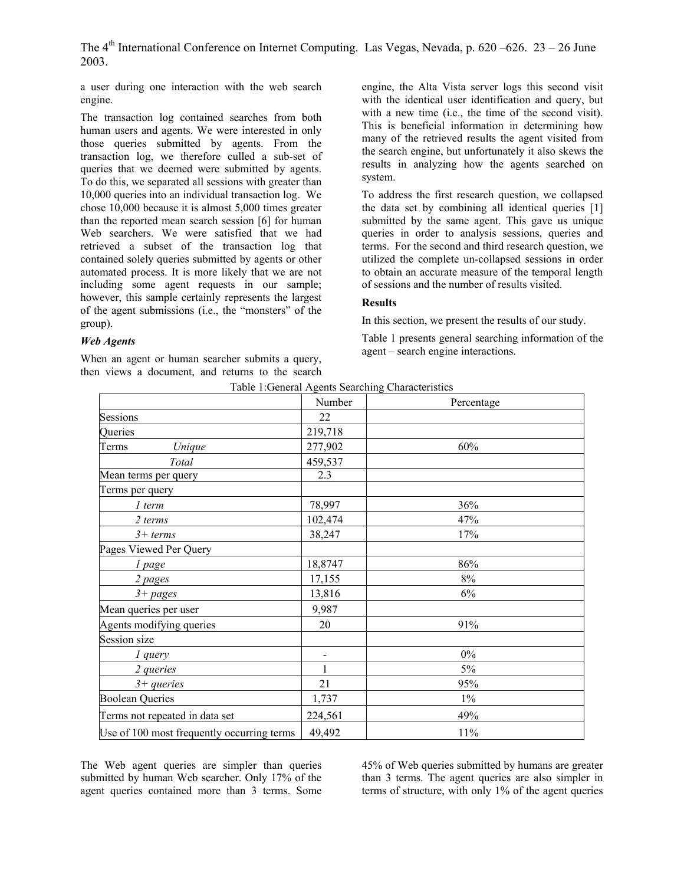a user during one interaction with the web search engine.

The transaction log contained searches from both human users and agents. We were interested in only those queries submitted by agents. From the transaction log, we therefore culled a sub-set of queries that we deemed were submitted by agents. To do this, we separated all sessions with greater than 10,000 queries into an individual transaction log. We chose 10,000 because it is almost 5,000 times greater than the reported mean search session [6] for human Web searchers. We were satisfied that we had retrieved a subset of the transaction log that contained solely queries submitted by agents or other automated process. It is more likely that we are not including some agent requests in our sample; however, this sample certainly represents the largest of the agent submissions (i.e., the "monsters" of the group).

### *Web Agents*

When an agent or human searcher submits a query, then views a document, and returns to the search engine, the Alta Vista server logs this second visit with the identical user identification and query, but with a new time (i.e., the time of the second visit). This is beneficial information in determining how many of the retrieved results the agent visited from the search engine, but unfortunately it also skews the results in analyzing how the agents searched on system.

To address the first research question, we collapsed the data set by combining all identical queries [1] submitted by the same agent. This gave us unique queries in order to analysis sessions, queries and terms. For the second and third research question, we utilized the complete un-collapsed sessions in order to obtain an accurate measure of the temporal length of sessions and the number of results visited.

### Results

In this section, we present the results of our study.

Table 1 presents general searching information of the agent – search engine interactions.

Table 1:General Agents Searching Characteristics

| | Number | Percentage |
|---|---|---|
| Sessions | 22 | |
| Queries | 219,718 | |
| Terms *Unique* | 277,902 | 60% |
| *Total* | 459,537 | |
| Mean terms per query | 2.3 | |
| Terms per query | | |
| *1 term* | 78,997 | 36% |
| *2 terms* | 102,474 | 47% |
| *3+ terms* | 38,247 | 17% |
| Pages Viewed Per Query | | |
| *1 page* | 18,8747 | 86% |
| *2 pages* | 17,155 | 8% |
| *3+ pages* | 13,816 | 6% |
| Mean queries per user | 9,987 | |
| Agents modifying queries | 20 | 91% |
| Session size | | |
| *1 query* | - | 0% |
| *2 queries* | 1 | 5% |
| *3+ queries* | 21 | 95% |
| Boolean Queries | 1,737 | 1% |
| Terms not repeated in data set | 224,561 | 49% |
| Use of 100 most frequently occurring terms | 49,492 | 11% |

The Web agent queries are simpler than queries submitted by human Web searcher. Only 17% of the agent queries contained more than 3 terms. Some 45% of Web queries submitted by humans are greater than 3 terms. The agent queries are also simpler in terms of structure, with only 1% of the agent queries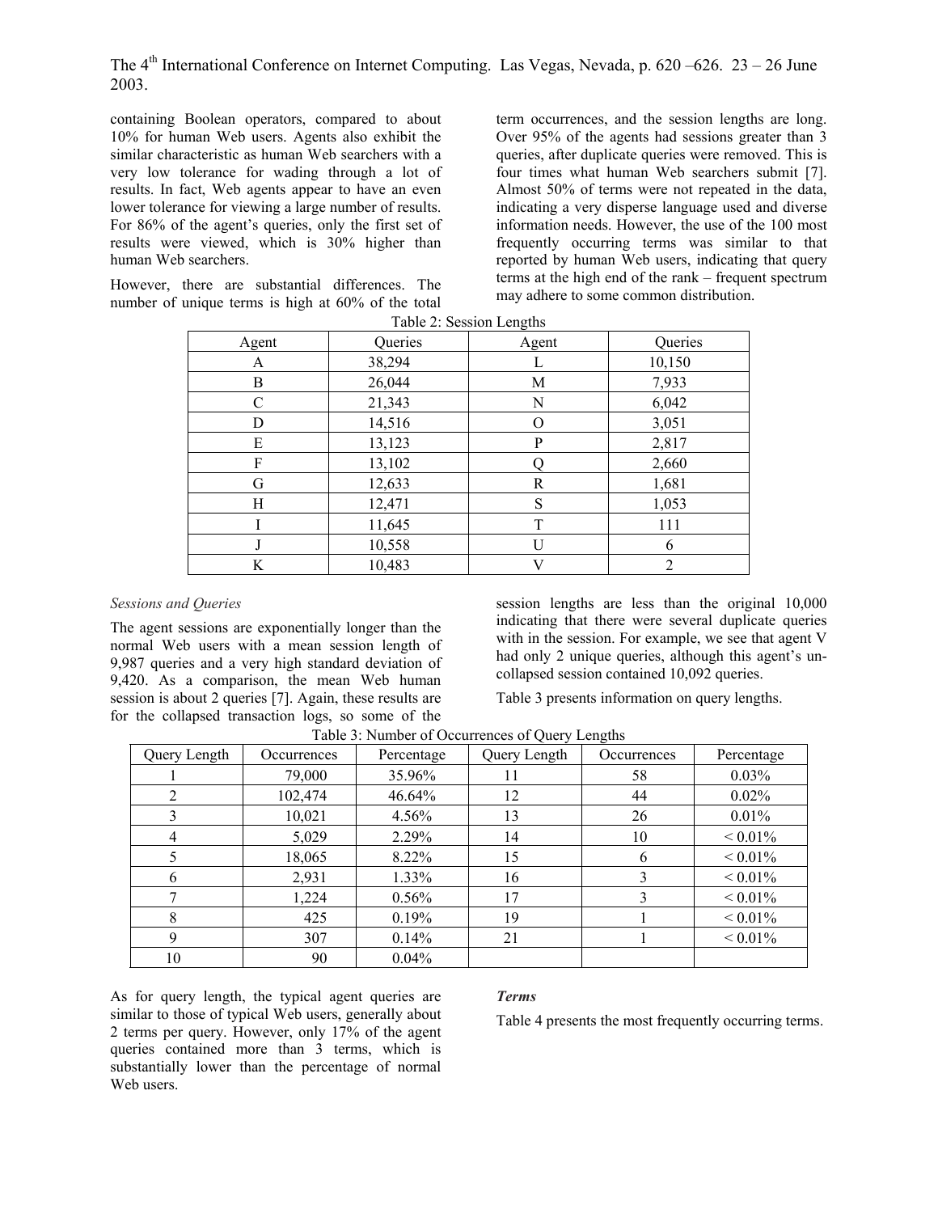containing Boolean operators, compared to about 10% for human Web users. Agents also exhibit the similar characteristic as human Web searchers with a very low tolerance for wading through a lot of results. In fact, Web agents appear to have an even lower tolerance for viewing a large number of results. For 86% of the agent's queries, only the first set of results were viewed, which is 30% higher than human Web searchers.

However, there are substantial differences. The number of unique terms is high at 60% of the total term occurrences, and the session lengths are long. Over 95% of the agents had sessions greater than 3 queries, after duplicate queries were removed. This is four times what human Web searchers submit [7]. Almost 50% of terms were not repeated in the data, indicating a very disperse language used and diverse information needs. However, the use of the 100 most frequently occurring terms was similar to that reported by human Web users, indicating that query terms at the high end of the rank – frequent spectrum may adhere to some common distribution.

Table 2: Session Lengths

| Agent | Queries | Agent | Queries |
|---|---|---|---|
| A | 38,294 | L | 10,150 |
| B | 26,044 | M | 7,933 |
| C | 21,343 | N | 6,042 |
| D | 14,516 | O | 3,051 |
| E | 13,123 | P | 2,817 |
| F | 13,102 | Q | 2,660 |
| G | 12,633 | R | 1,681 |
| H | 12,471 | S | 1,053 |
| I | 11,645 | T | 111 |
| J | 10,558 | U | 6 |
| K | 10,483 | V | 2 |

*Sessions and Queries*

The agent sessions are exponentially longer than the normal Web users with a mean session length of 9,987 queries and a very high standard deviation of 9,420. As a comparison, the mean Web human session is about 2 queries [7]. Again, these results are for the collapsed transaction logs, so some of the session lengths are less than the original 10,000 indicating that there were several duplicate queries with in the session. For example, we see that agent V had only 2 unique queries, although this agent's un-collapsed session contained 10,092 queries.

Table 3 presents information on query lengths.

Table 3: Number of Occurrences of Query Lengths

| Query Length | Occurrences | Percentage | Query Length | Occurrences | Percentage |
|---|---|---|---|---|---|
| 1 | 79,000 | 35.96% | 11 | 58 | 0.03% |
| 2 | 102,474 | 46.64% | 12 | 44 | 0.02% |
| 3 | 10,021 | 4.56% | 13 | 26 | 0.01% |
| 4 | 5,029 | 2.29% | 14 | 10 | < 0.01% |
| 5 | 18,065 | 8.22% | 15 | 6 | < 0.01% |
| 6 | 2,931 | 1.33% | 16 | 3 | < 0.01% |
| 7 | 1,224 | 0.56% | 17 | 3 | < 0.01% |
| 8 | 425 | 0.19% | 19 | 1 | < 0.01% |
| 9 | 307 | 0.14% | 21 | 1 | < 0.01% |
| 10 | 90 | 0.04% | | | |

As for query length, the typical agent queries are similar to those of typical Web users, generally about 2 terms per query. However, only 17% of the agent queries contained more than 3 terms, which is substantially lower than the percentage of normal Web users.

***Terms***

Table 4 presents the most frequently occurring terms.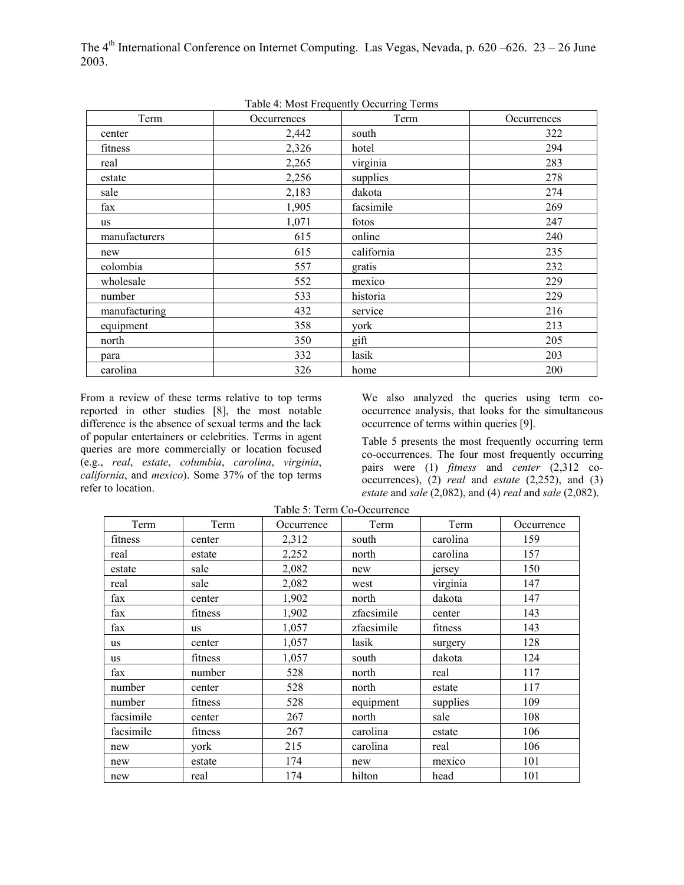Table 4: Most Frequently Occurring Terms

| Term | Occurrences | Term | Occurrences |
|---|---|---|---|
| center | 2,442 | south | 322 |
| fitness | 2,326 | hotel | 294 |
| real | 2,265 | virginia | 283 |
| estate | 2,256 | supplies | 278 |
| sale | 2,183 | dakota | 274 |
| fax | 1,905 | facsimile | 269 |
| us | 1,071 | fotos | 247 |
| manufacturers | 615 | online | 240 |
| new | 615 | california | 235 |
| colombia | 557 | gratis | 232 |
| wholesale | 552 | mexico | 229 |
| number | 533 | historia | 229 |
| manufacturing | 432 | service | 216 |
| equipment | 358 | york | 213 |
| north | 350 | gift | 205 |
| para | 332 | lasik | 203 |
| carolina | 326 | home | 200 |

From a review of these terms relative to top terms reported in other studies [8], the most notable difference is the absence of sexual terms and the lack of popular entertainers or celebrities. Terms in agent queries are more commercially or location focused (e.g., *real*, *estate*, *columbia*, *carolina*, *virginia*, *california*, and *mexico*). Some 37% of the top terms refer to location.

We also analyzed the queries using term co-occurrence analysis, that looks for the simultaneous occurrence of terms within queries [9].

Table 5 presents the most frequently occurring term co-occurrences. The four most frequently occurring pairs were (1) *fitness* and *center* (2,312 co-occurrences), (2) *real* and *estate* (2,252), and (3) *estate* and *sale* (2,082), and (4) *real* and *sale* (2,082).

Table 5: Term Co-Occurrence

| Term | Term | Occurrence | Term | Term | Occurrence |
|---|---|---|---|---|---|
| fitness | center | 2,312 | south | carolina | 159 |
| real | estate | 2,252 | north | carolina | 157 |
| estate | sale | 2,082 | new | jersey | 150 |
| real | sale | 2,082 | west | virginia | 147 |
| fax | center | 1,902 | north | dakota | 147 |
| fax | fitness | 1,902 | zfacsimile | center | 143 |
| fax | us | 1,057 | zfacsimile | fitness | 143 |
| us | center | 1,057 | lasik | surgery | 128 |
| us | fitness | 1,057 | south | dakota | 124 |
| fax | number | 528 | north | real | 117 |
| number | center | 528 | north | estate | 117 |
| number | fitness | 528 | equipment | supplies | 109 |
| facsimile | center | 267 | north | sale | 108 |
| facsimile | fitness | 267 | carolina | estate | 106 |
| new | york | 215 | carolina | real | 106 |
| new | estate | 174 | new | mexico | 101 |
| new | real | 174 | hilton | head | 101 |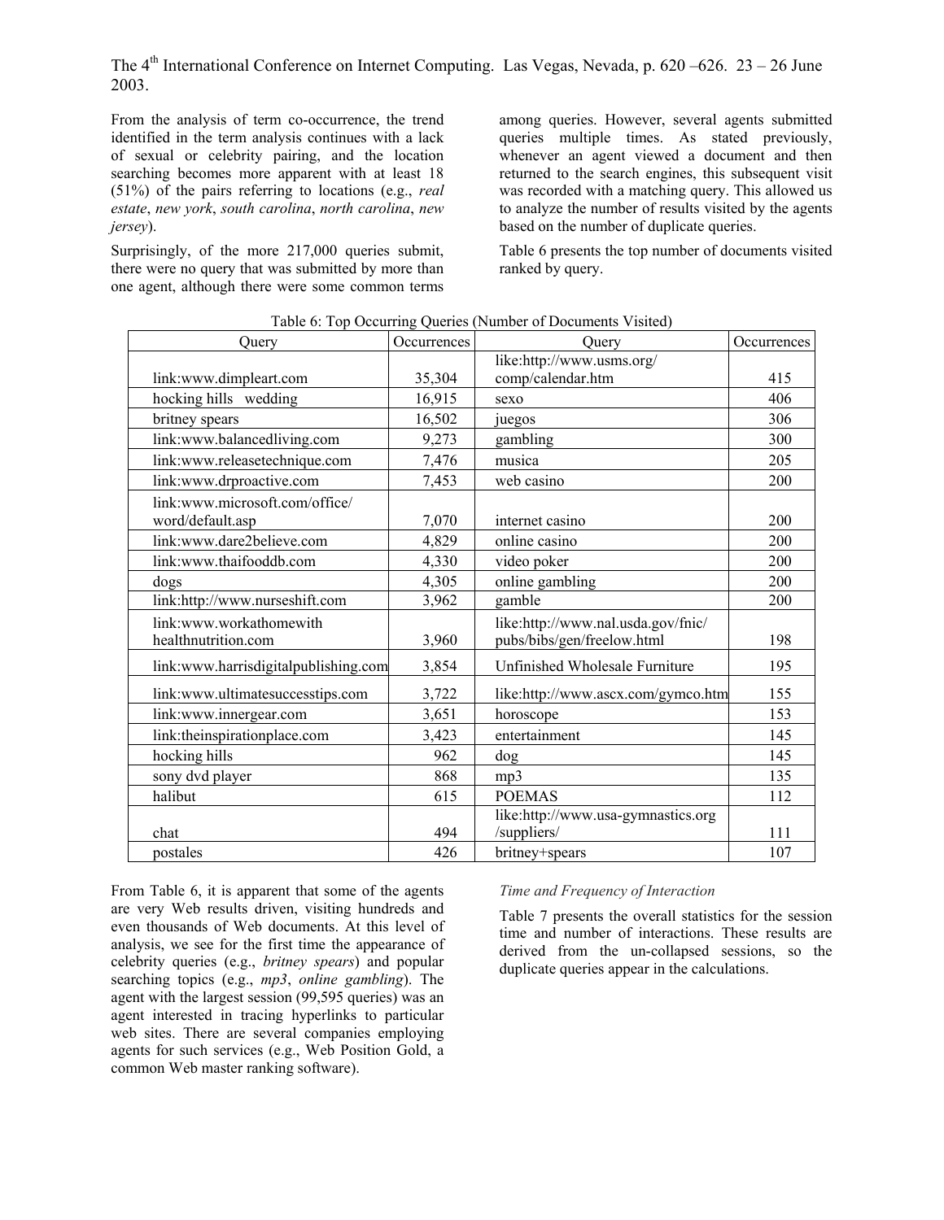From the analysis of term co-occurrence, the trend identified in the term analysis continues with a lack of sexual or celebrity pairing, and the location searching becomes more apparent with at least 18 (51%) of the pairs referring to locations (e.g., *real estate*, *new york*, *south carolina*, *north carolina*, *new jersey*).

Surprisingly, of the more 217,000 queries submit, there were no query that was submitted by more than one agent, although there were some common terms among queries. However, several agents submitted queries multiple times. As stated previously, whenever an agent viewed a document and then returned to the search engines, this subsequent visit was recorded with a matching query. This allowed us to analyze the number of results visited by the agents based on the number of duplicate queries.

Table 6 presents the top number of documents visited ranked by query.

Table 6: Top Occurring Queries (Number of Documents Visited)

| Query | Occurrences | Query | Occurrences |
|---|---|---|---|
| link:www.dimpleart.com | 35,304 | like:http://www.usms.org/comp/calendar.htm | 415 |
| hocking hills wedding | 16,915 | sexo | 406 |
| britney spears | 16,502 | juegos | 306 |
| link:www.balancedliving.com | 9,273 | gambling | 300 |
| link:www.releasetechnique.com | 7,476 | musica | 205 |
| link:www.drproactive.com | 7,453 | web casino | 200 |
| link:www.microsoft.com/office/word/default.asp | 7,070 | internet casino | 200 |
| link:www.dare2believe.com | 4,829 | online casino | 200 |
| link:www.thaifooddb.com | 4,330 | video poker | 200 |
| dogs | 4,305 | online gambling | 200 |
| link:http://www.nurseshift.com | 3,962 | gamble | 200 |
| link:www.workathomewith healthnutrition.com | 3,960 | like:http://www.nal.usda.gov/fnic/pubs/bibs/gen/freelow.html | 198 |
| link:www.harrisdigitalpublishing.com | 3,854 | Unfinished Wholesale Furniture | 195 |
| link:www.ultimatesuccesstips.com | 3,722 | like:http://www.ascx.com/gymco.htm | 155 |
| link:www.innergear.com | 3,651 | horoscope | 153 |
| link:theinspirationplace.com | 3,423 | entertainment | 145 |
| hocking hills | 962 | dog | 145 |
| sony dvd player | 868 | mp3 | 135 |
| halibut | 615 | POEMAS | 112 |
| chat | 494 | like:http://www.usa-gymnastics.org/suppliers/ | 111 |
| postales | 426 | britney+spears | 107 |

From Table 6, it is apparent that some of the agents are very Web results driven, visiting hundreds and even thousands of Web documents. At this level of analysis, we see for the first time the appearance of celebrity queries (e.g., *britney spears*) and popular searching topics (e.g., *mp3*, *online gambling*). The agent with the largest session (99,595 queries) was an agent interested in tracing hyperlinks to particular web sites. There are several companies employing agents for such services (e.g., Web Position Gold, a common Web master ranking software).

### *Time and Frequency of Interaction*

Table 7 presents the overall statistics for the session time and number of interactions. These results are derived from the un-collapsed sessions, so the duplicate queries appear in the calculations.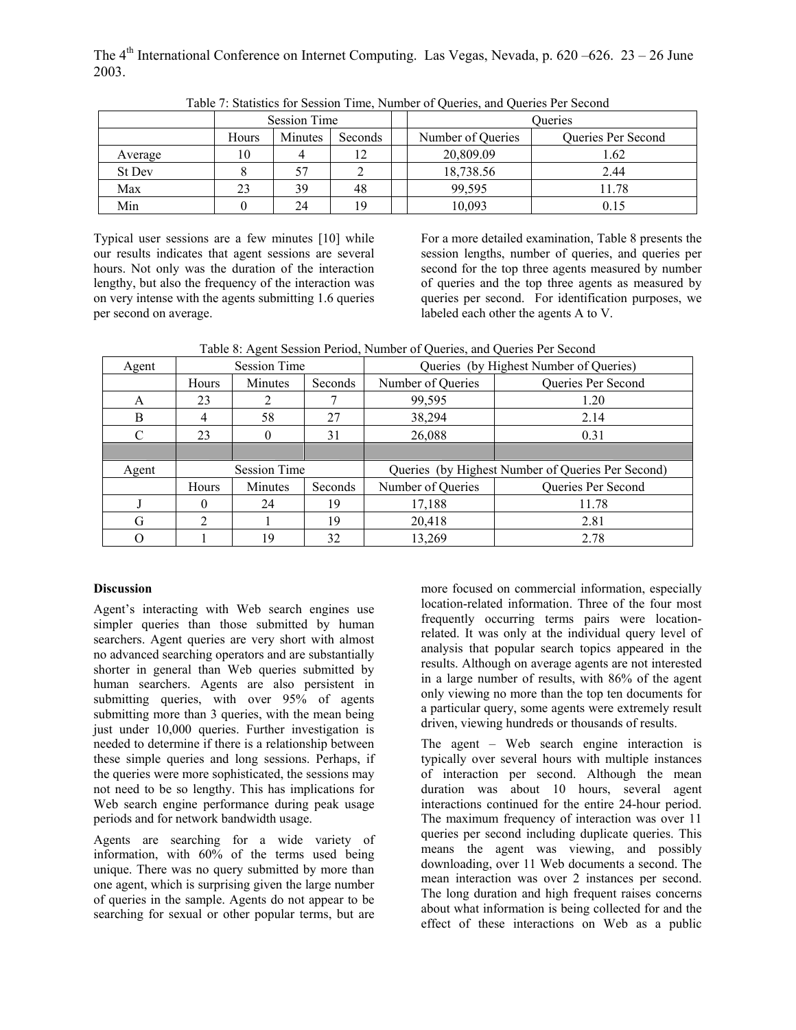Table 7: Statistics for Session Time, Number of Queries, and Queries Per Second

| | Session Time | | | | Queries | |
|---|---|---|---|---|---|---|
| | Hours | Minutes | Seconds | | Number of Queries | Queries Per Second |
| Average | 10 | 4 | 12 | | 20,809.09 | 1.62 |
| St Dev | 8 | 57 | 2 | | 18,738.56 | 2.44 |
| Max | 23 | 39 | 48 | | 99,595 | 11.78 |
| Min | 0 | 24 | 19 | | 10,093 | 0.15 |

Typical user sessions are a few minutes [10] while our results indicates that agent sessions are several hours. Not only was the duration of the interaction lengthy, but also the frequency of the interaction was on very intense with the agents submitting 1.6 queries per second on average.

For a more detailed examination, Table 8 presents the session lengths, number of queries, and queries per second for the top three agents measured by number of queries and the top three agents as measured by queries per second. For identification purposes, we labeled each other the agents A to V.

Table 8: Agent Session Period, Number of Queries, and Queries Per Second

| Agent | Session Time | | | Queries (by Highest Number of Queries) | |
|---|---|---|---|---|---|
| | Hours | Minutes | Seconds | Number of Queries | Queries Per Second |
| A | 23 | 2 | 7 | 99,595 | 1.20 |
| B | 4 | 58 | 27 | 38,294 | 2.14 |
| C | 23 | 0 | 31 | 26,088 | 0.31 |
| | | | | | |
| Agent | Session Time | | | Queries (by Highest Number of Queries Per Second) | |
| | Hours | Minutes | Seconds | Number of Queries | Queries Per Second |
| J | 0 | 24 | 19 | 17,188 | 11.78 |
| G | 2 | 1 | 19 | 20,418 | 2.81 |
| O | 1 | 19 | 32 | 13,269 | 2.78 |

**Discussion**

Agent's interacting with Web search engines use simpler queries than those submitted by human searchers. Agent queries are very short with almost no advanced searching operators and are substantially shorter in general than Web queries submitted by human searchers. Agents are also persistent in submitting queries, with over 95% of agents submitting more than 3 queries, with the mean being just under 10,000 queries. Further investigation is needed to determine if there is a relationship between these simple queries and long sessions. Perhaps, if the queries were more sophisticated, the sessions may not need to be so lengthy. This has implications for Web search engine performance during peak usage periods and for network bandwidth usage.

Agents are searching for a wide variety of information, with 60% of the terms used being unique. There was no query submitted by more than one agent, which is surprising given the large number of queries in the sample. Agents do not appear to be searching for sexual or other popular terms, but are more focused on commercial information, especially location-related information. Three of the four most frequently occurring terms pairs were location-related. It was only at the individual query level of analysis that popular search topics appeared in the results. Although on average agents are not interested in a large number of results, with 86% of the agent only viewing no more than the top ten documents for a particular query, some agents were extremely result driven, viewing hundreds or thousands of results.

The agent – Web search engine interaction is typically over several hours with multiple instances of interaction per second. Although the mean duration was about 10 hours, several agent interactions continued for the entire 24-hour period. The maximum frequency of interaction was over 11 queries per second including duplicate queries. This means the agent was viewing, and possibly downloading, over 11 Web documents a second. The mean interaction was over 2 instances per second. The long duration and high frequent raises concerns about what information is being collected for and the effect of these interactions on Web as a public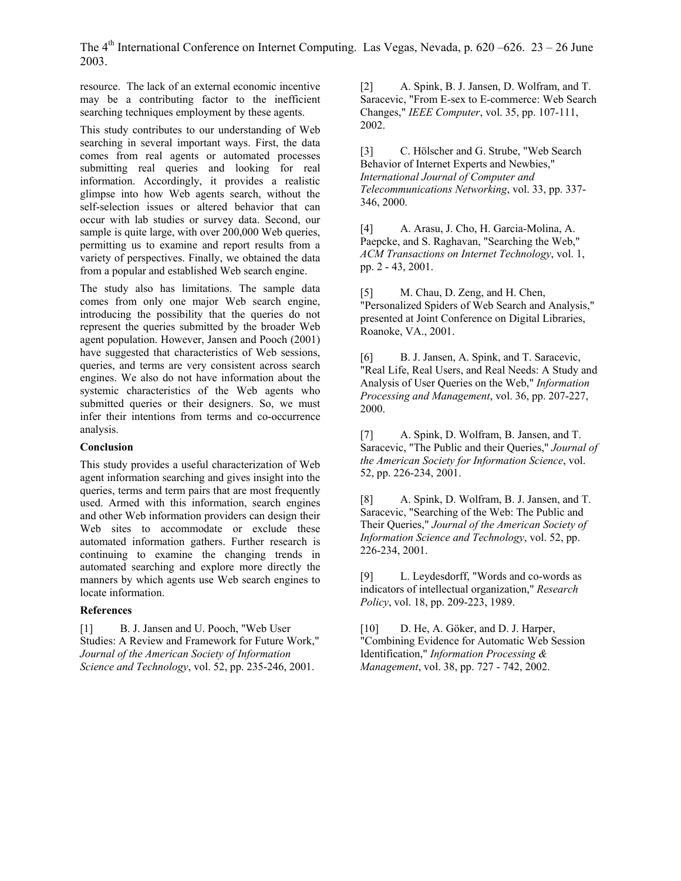resource. The lack of an external economic incentive may be a contributing factor to the inefficient searching techniques employment by these agents.

This study contributes to our understanding of Web searching in several important ways. First, the data comes from real agents or automated processes submitting real queries and looking for real information. Accordingly, it provides a realistic glimpse into how Web agents search, without the self-selection issues or altered behavior that can occur with lab studies or survey data. Second, our sample is quite large, with over 200,000 Web queries, permitting us to examine and report results from a variety of perspectives. Finally, we obtained the data from a popular and established Web search engine.

The study also has limitations. The sample data comes from only one major Web search engine, introducing the possibility that the queries do not represent the queries submitted by the broader Web agent population. However, Jansen and Pooch (2001) have suggested that characteristics of Web sessions, queries, and terms are very consistent across search engines. We also do not have information about the systemic characteristics of the Web agents who submitted queries or their designers. So, we must infer their intentions from terms and co-occurrence analysis.

### Conclusion

This study provides a useful characterization of Web agent information searching and gives insight into the queries, terms and term pairs that are most frequently used. Armed with this information, search engines and other Web information providers can design their Web sites to accommodate or exclude these automated information gathers. Further research is continuing to examine the changing trends in automated searching and explore more directly the manners by which agents use Web search engines to locate information.

### References

[1] B. J. Jansen and U. Pooch, "Web User Studies: A Review and Framework for Future Work," *Journal of the American Society of Information Science and Technology*, vol. 52, pp. 235-246, 2001.

[2] A. Spink, B. J. Jansen, D. Wolfram, and T. Saracevic, "From E-sex to E-commerce: Web Search Changes," *IEEE Computer*, vol. 35, pp. 107-111, 2002.

[3] C. Hölscher and G. Strube, "Web Search Behavior of Internet Experts and Newbies," *International Journal of Computer and Telecommunications Networking*, vol. 33, pp. 337-346, 2000.

[4] A. Arasu, J. Cho, H. Garcia-Molina, A. Paepcke, and S. Raghavan, "Searching the Web," *ACM Transactions on Internet Technology*, vol. 1, pp. 2 - 43, 2001.

[5] M. Chau, D. Zeng, and H. Chen, "Personalized Spiders of Web Search and Analysis," presented at Joint Conference on Digital Libraries, Roanoke, VA., 2001.

[6] B. J. Jansen, A. Spink, and T. Saracevic, "Real Life, Real Users, and Real Needs: A Study and Analysis of User Queries on the Web," *Information Processing and Management*, vol. 36, pp. 207-227, 2000.

[7] A. Spink, D. Wolfram, B. Jansen, and T. Saracevic, "The Public and their Queries," *Journal of the American Society for Information Science*, vol. 52, pp. 226-234, 2001.

[8] A. Spink, D. Wolfram, B. J. Jansen, and T. Saracevic, "Searching of the Web: The Public and Their Queries," *Journal of the American Society of Information Science and Technology*, vol. 52, pp. 226-234, 2001.

[9] L. Leydesdorff, "Words and co-words as indicators of intellectual organization," *Research Policy*, vol. 18, pp. 209-223, 1989.

[10] D. He, A. Göker, and D. J. Harper, "Combining Evidence for Automatic Web Session Identification," *Information Processing & Management*, vol. 38, pp. 727 - 742, 2002.